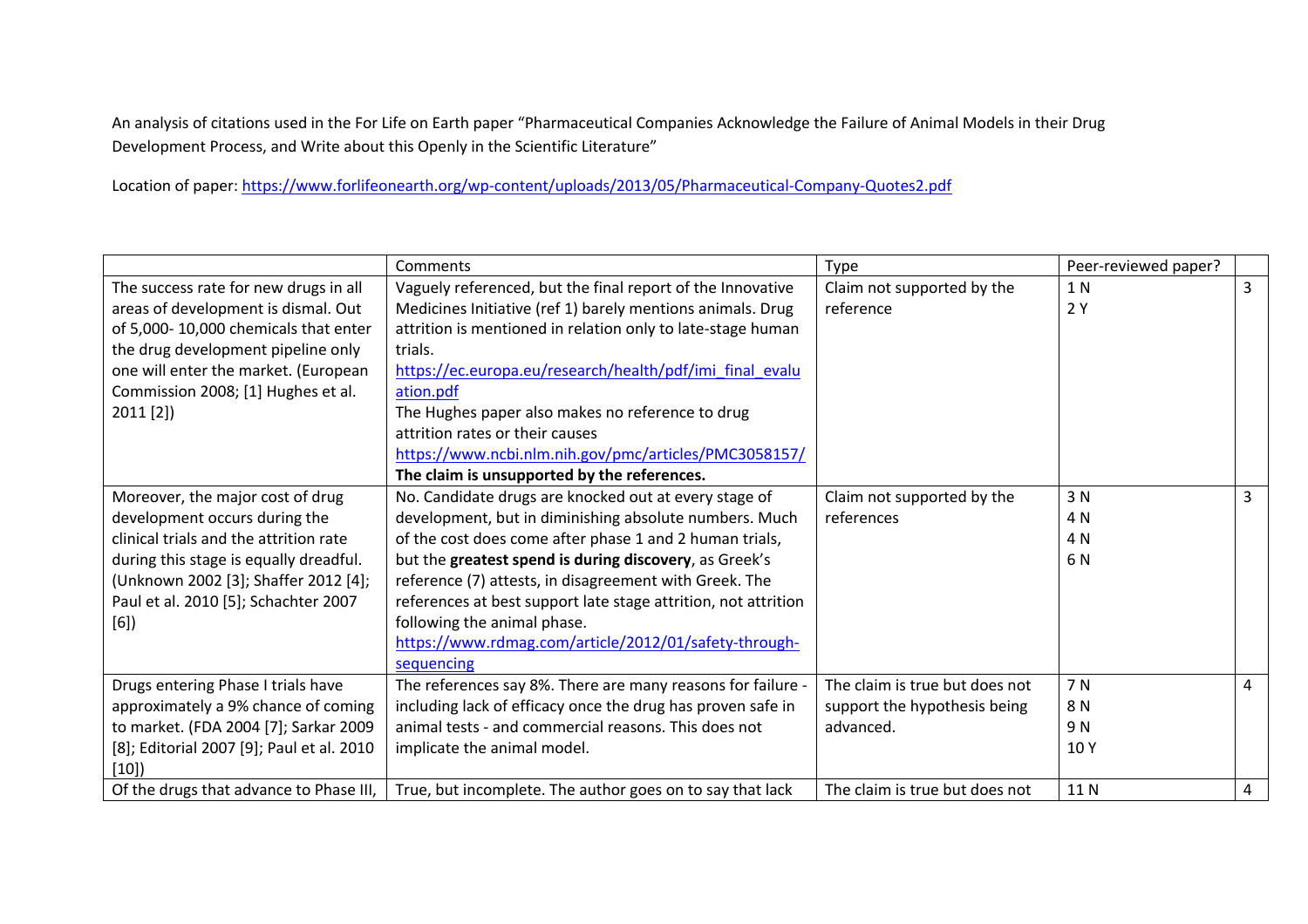An analysis of citations used in the For Life on Earth paper "Pharmaceutical Companies Acknowledge the Failure of Animal Models in their Drug Development Process, and Write about this Openly in the Scientific Literature"

Location of paper: https://www.forlifeonearth.org/wp-content/uploads/2013/05/Pharmaceutical-Company-Quotes2.pdf

| | Comments | Type | Peer-reviewed paper? | |
|---|---|---|---|---|
| The success rate for new drugs in all areas of development is dismal. Out of 5,000- 10,000 chemicals that enter the drug development pipeline only one will enter the market. (European Commission 2008; [1] Hughes et al. 2011 [2]) | Vaguely referenced, but the final report of the Innovative Medicines Initiative (ref 1) barely mentions animals. Drug attrition is mentioned in relation only to late-stage human trials.<br>https://ec.europa.eu/research/health/pdf/imi_final_evaluation.pdf<br>The Hughes paper also makes no reference to drug attrition rates or their causes<br>https://www.ncbi.nlm.nih.gov/pmc/articles/PMC3058157/<br>**The claim is unsupported by the references.** | Claim not supported by the reference | 1 N<br>2 Y | 3 |
| Moreover, the major cost of drug development occurs during the clinical trials and the attrition rate during this stage is equally dreadful. (Unknown 2002 [3]; Shaffer 2012 [4]; Paul et al. 2010 [5]; Schachter 2007 [6]) | No. Candidate drugs are knocked out at every stage of development, but in diminishing absolute numbers. Much of the cost does come after phase 1 and 2 human trials, but the **greatest spend is during discovery**, as Greek's reference (7) attests, in disagreement with Greek. The references at best support late stage attrition, not attrition following the animal phase.<br>https://www.rdmag.com/article/2012/01/safety-through-sequencing | Claim not supported by the references | 3 N<br>4 N<br>4 N<br>6 N | 3 |
| Drugs entering Phase I trials have approximately a 9% chance of coming to market. (FDA 2004 [7]; Sarkar 2009 [8]; Editorial 2007 [9]; Paul et al. 2010 [10]) | The references say 8%. There are many reasons for failure - including lack of efficacy once the drug has proven safe in animal tests - and commercial reasons. This does not implicate the animal model. | The claim is true but does not support the hypothesis being advanced. | 7 N<br>8 N<br>9 N<br>10 Y | 4 |
| Of the drugs that advance to Phase III, | True, but incomplete. The author goes on to say that lack | The claim is true but does not | 11 N | 4 |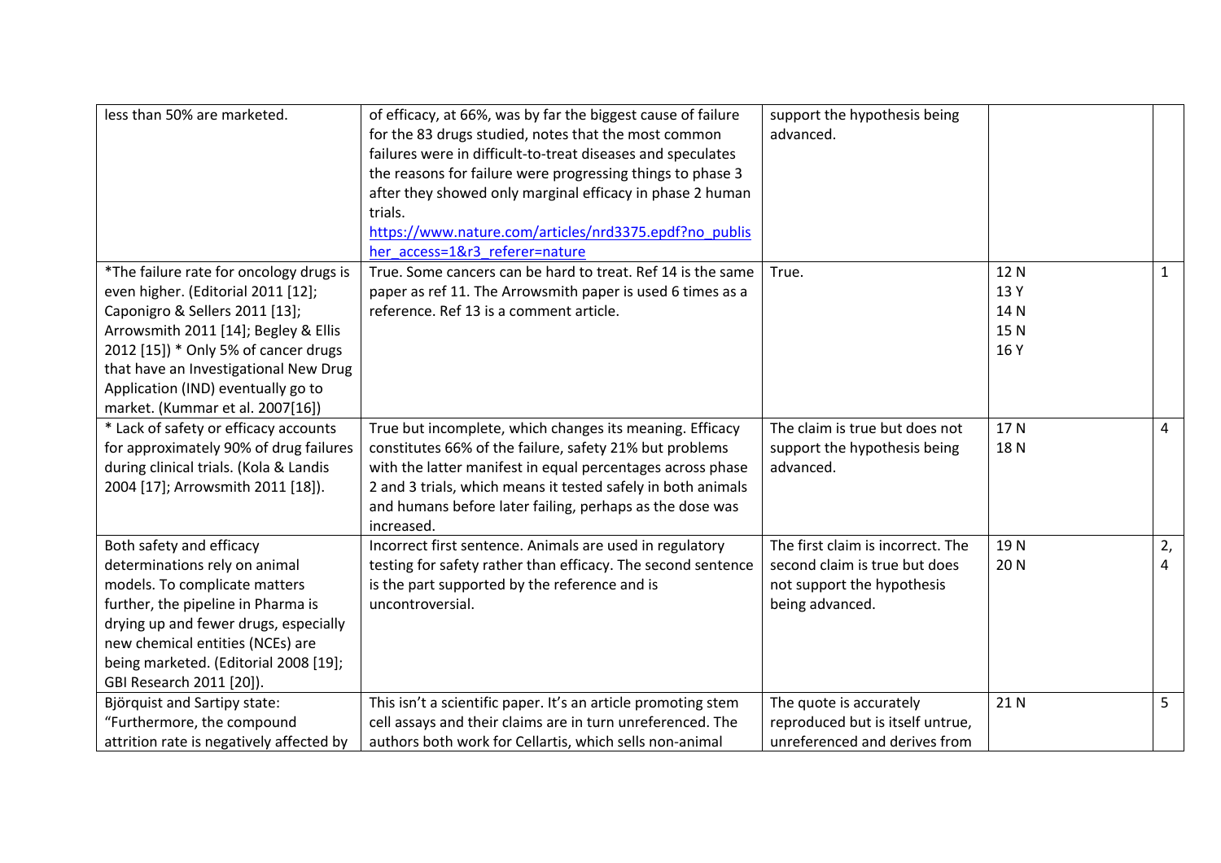| | | | | |
|---|---|---|---|---|
| less than 50% are marketed. | of efficacy, at 66%, was by far the biggest cause of failure for the 83 drugs studied, notes that the most common failures were in difficult-to-treat diseases and speculates the reasons for failure were progressing things to phase 3 after they showed only marginal efficacy in phase 2 human trials. https://www.nature.com/articles/nrd3375.epdf?no_publisher_access=1&r3_referer=nature | support the hypothesis being advanced. | | |
| *The failure rate for oncology drugs is even higher. (Editorial 2011 [12]; Caponigro & Sellers 2011 [13]; Arrowsmith 2011 [14]; Begley & Ellis 2012 [15]) * Only 5% of cancer drugs that have an Investigational New Drug Application (IND) eventually go to market. (Kummar et al. 2007[16]) | True. Some cancers can be hard to treat. Ref 14 is the same paper as ref 11. The Arrowsmith paper is used 6 times as a reference. Ref 13 is a comment article. | True. | 12 N<br>13 Y<br>14 N<br>15 N<br>16 Y | 1 |
| * Lack of safety or efficacy accounts for approximately 90% of drug failures during clinical trials. (Kola & Landis 2004 [17]; Arrowsmith 2011 [18]). | True but incomplete, which changes its meaning. Efficacy constitutes 66% of the failure, safety 21% but problems with the latter manifest in equal percentages across phase 2 and 3 trials, which means it tested safely in both animals and humans before later failing, perhaps as the dose was increased. | The claim is true but does not support the hypothesis being advanced. | 17 N<br>18 N | 4 |
| Both safety and efficacy determinations rely on animal models. To complicate matters further, the pipeline in Pharma is drying up and fewer drugs, especially new chemical entities (NCEs) are being marketed. (Editorial 2008 [19]; GBI Research 2011 [20]). | Incorrect first sentence. Animals are used in regulatory testing for safety rather than efficacy. The second sentence is the part supported by the reference and is uncontroversial. | The first claim is incorrect. The second claim is true but does not support the hypothesis being advanced. | 19 N<br>20 N | 2, 4 |
| Björquist and Sartipy state: "Furthermore, the compound attrition rate is negatively affected by | This isn't a scientific paper. It's an article promoting stem cell assays and their claims are in turn unreferenced. The authors both work for Cellartis, which sells non-animal | The quote is accurately reproduced but is itself untrue, unreferenced and derives from | 21 N | 5 |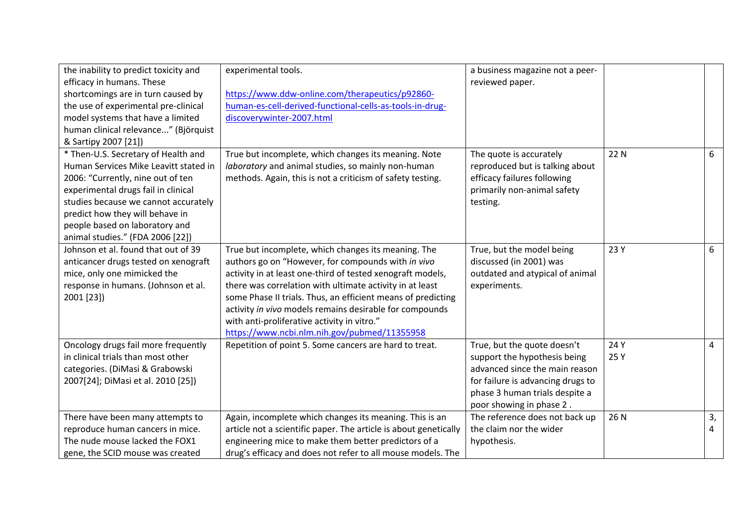| | | | | |
|---|---|---|---|---|
| the inability to predict toxicity and efficacy in humans. These shortcomings are in turn caused by the use of experimental pre-clinical model systems that have a limited human clinical relevance..." (Björquist & Sartipy 2007 [21]) | experimental tools.<br><br>https://www.ddw-online.com/therapeutics/p92860-human-es-cell-derived-functional-cells-as-tools-in-drug-discoverywinter-2007.html | a business magazine not a peer-reviewed paper. | | |
| * Then-U.S. Secretary of Health and Human Services Mike Leavitt stated in 2006: "Currently, nine out of ten experimental drugs fail in clinical studies because we cannot accurately predict how they will behave in people based on laboratory and animal studies." (FDA 2006 [22]) | True but incomplete, which changes its meaning. Note *laboratory* and animal studies, so mainly non-human methods. Again, this is not a criticism of safety testing. | The quote is accurately reproduced but is talking about efficacy failures following primarily non-animal safety testing. | 22 N | 6 |
| Johnson et al. found that out of 39 anticancer drugs tested on xenograft mice, only one mimicked the response in humans. (Johnson et al. 2001 [23]) | True but incomplete, which changes its meaning. The authors go on "However, for compounds with *in vivo* activity in at least one-third of tested xenograft models, there was correlation with ultimate activity in at least some Phase II trials. Thus, an efficient means of predicting activity *in vivo* models remains desirable for compounds with anti-proliferative activity in vitro."<br>https://www.ncbi.nlm.nih.gov/pubmed/11355958 | True, but the model being discussed (in 2001) was outdated and atypical of animal experiments. | 23 Y | 6 |
| Oncology drugs fail more frequently in clinical trials than most other categories. (DiMasi & Grabowski 2007[24]; DiMasi et al. 2010 [25]) | Repetition of point 5. Some cancers are hard to treat. | True, but the quote doesn't support the hypothesis being advanced since the main reason for failure is advancing drugs to phase 3 human trials despite a poor showing in phase 2 . | 24 Y<br>25 Y | 4 |
| There have been many attempts to reproduce human cancers in mice. The nude mouse lacked the FOX1 gene, the SCID mouse was created | Again, incomplete which changes its meaning. This is an article not a scientific paper. The article is about genetically engineering mice to make them better predictors of a drug's efficacy and does not refer to all mouse models. The | The reference does not back up the claim nor the wider hypothesis. | 26 N | 3, 4 |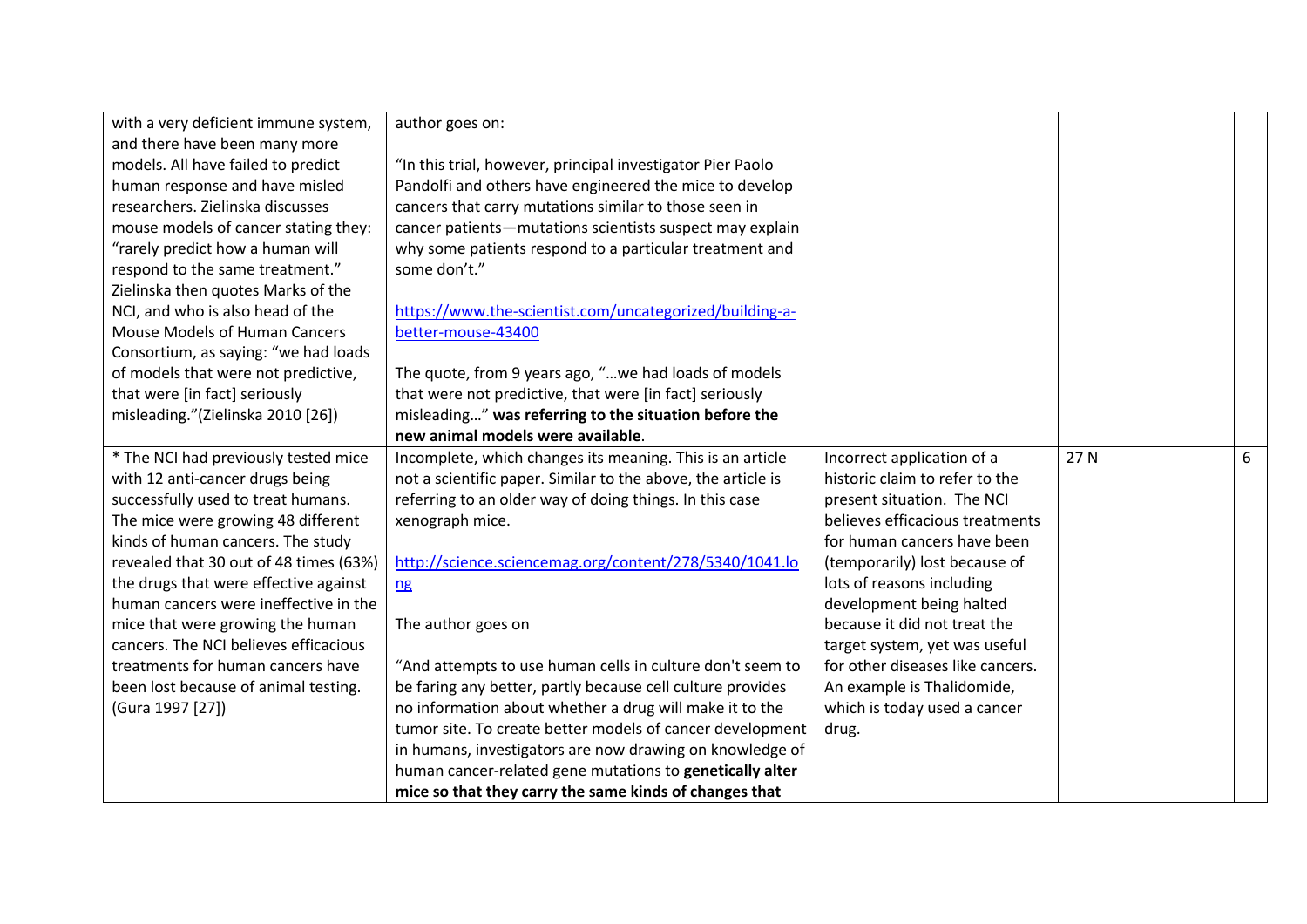| | | | | |
|---|---|---|---|---|
| with a very deficient immune system, and there have been many more models. All have failed to predict human response and have misled researchers. Zielinska discusses mouse models of cancer stating they: "rarely predict how a human will respond to the same treatment." Zielinska then quotes Marks of the NCI, and who is also head of the Mouse Models of Human Cancers Consortium, as saying: "we had loads of models that were not predictive, that were [in fact] seriously misleading."(Zielinska 2010 [26]) | author goes on:<br><br>"In this trial, however, principal investigator Pier Paolo Pandolfi and others have engineered the mice to develop cancers that carry mutations similar to those seen in cancer patients—mutations scientists suspect may explain why some patients respond to a particular treatment and some don't."<br><br>https://www.the-scientist.com/uncategorized/building-a-better-mouse-43400<br><br>The quote, from 9 years ago, "…we had loads of models that were not predictive, that were [in fact] seriously misleading…" **was referring to the situation before the new animal models were available**. | | | |
| * The NCI had previously tested mice with 12 anti-cancer drugs being successfully used to treat humans. The mice were growing 48 different kinds of human cancers. The study revealed that 30 out of 48 times (63%) the drugs that were effective against human cancers were ineffective in the mice that were growing the human cancers. The NCI believes efficacious treatments for human cancers have been lost because of animal testing. (Gura 1997 [27]) | Incomplete, which changes its meaning. This is an article not a scientific paper. Similar to the above, the article is referring to an older way of doing things. In this case xenograph mice.<br><br>http://science.sciencemag.org/content/278/5340/1041.long<br><br>The author goes on<br><br>"And attempts to use human cells in culture don't seem to be faring any better, partly because cell culture provides no information about whether a drug will make it to the tumor site. To create better models of cancer development in humans, investigators are now drawing on knowledge of human cancer-related gene mutations to **genetically alter mice so that they carry the same kinds of changes that** | Incorrect application of a historic claim to refer to the present situation. The NCI believes efficacious treatments for human cancers have been (temporarily) lost because of lots of reasons including development being halted because it did not treat the target system, yet was useful for other diseases like cancers. An example is Thalidomide, which is today used a cancer drug. | 27 N | 6 |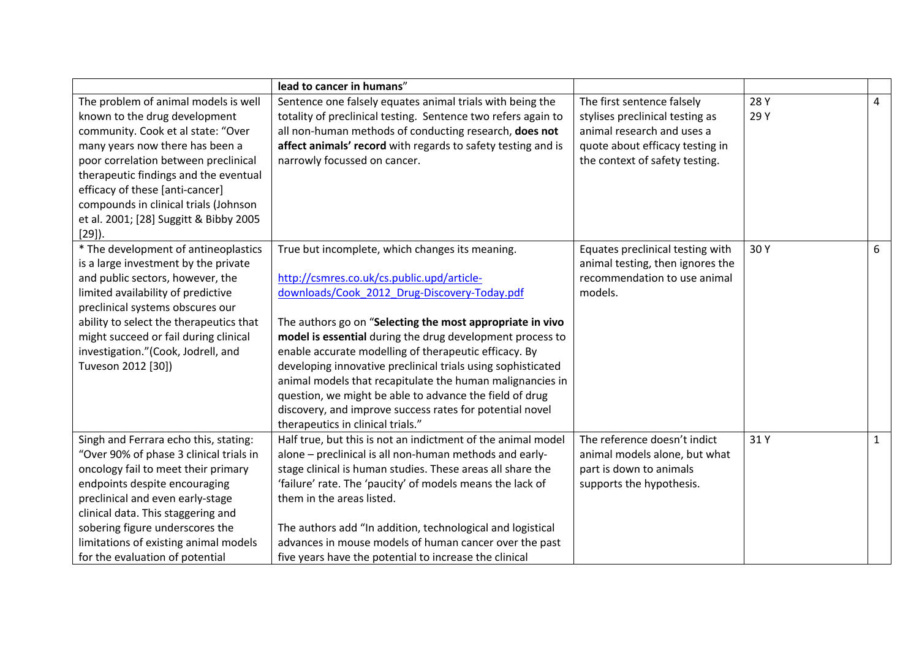| | **lead to cancer in humans**" | | | |
|---|---|---|---|---|
| The problem of animal models is well known to the drug development community. Cook et al state: "Over many years now there has been a poor correlation between preclinical therapeutic findings and the eventual efficacy of these [anti-cancer] compounds in clinical trials (Johnson et al. 2001; [28] Suggitt & Bibby 2005 [29]). | Sentence one falsely equates animal trials with being the totality of preclinical testing. Sentence two refers again to all non-human methods of conducting research, **does not affect animals' record** with regards to safety testing and is narrowly focussed on cancer. | The first sentence falsely stylises preclinical testing as animal research and uses a quote about efficacy testing in the context of safety testing. | 28 Y<br>29 Y | 4 |
| * The development of antineoplastics is a large investment by the private and public sectors, however, the limited availability of predictive preclinical systems obscures our ability to select the therapeutics that might succeed or fail during clinical investigation."(Cook, Jodrell, and Tuveson 2012 [30]) | True but incomplete, which changes its meaning.<br><br>http://csmres.co.uk/cs.public.upd/article-downloads/Cook_2012_Drug-Discovery-Today.pdf<br><br>The authors go on "**Selecting the most appropriate in vivo model is essential** during the drug development process to enable accurate modelling of therapeutic efficacy. By developing innovative preclinical trials using sophisticated animal models that recapitulate the human malignancies in question, we might be able to advance the field of drug discovery, and improve success rates for potential novel therapeutics in clinical trials." | Equates preclinical testing with animal testing, then ignores the recommendation to use animal models. | 30 Y | 6 |
| Singh and Ferrara echo this, stating: "Over 90% of phase 3 clinical trials in oncology fail to meet their primary endpoints despite encouraging preclinical and even early-stage clinical data. This staggering and sobering figure underscores the limitations of existing animal models for the evaluation of potential | Half true, but this is not an indictment of the animal model alone – preclinical is all non-human methods and early-stage clinical is human studies. These areas all share the 'failure' rate. The 'paucity' of models means the lack of them in the areas listed.<br><br>The authors add "In addition, technological and logistical advances in mouse models of human cancer over the past five years have the potential to increase the clinical | The reference doesn't indict animal models alone, but what part is down to animals supports the hypothesis. | 31 Y | 1 |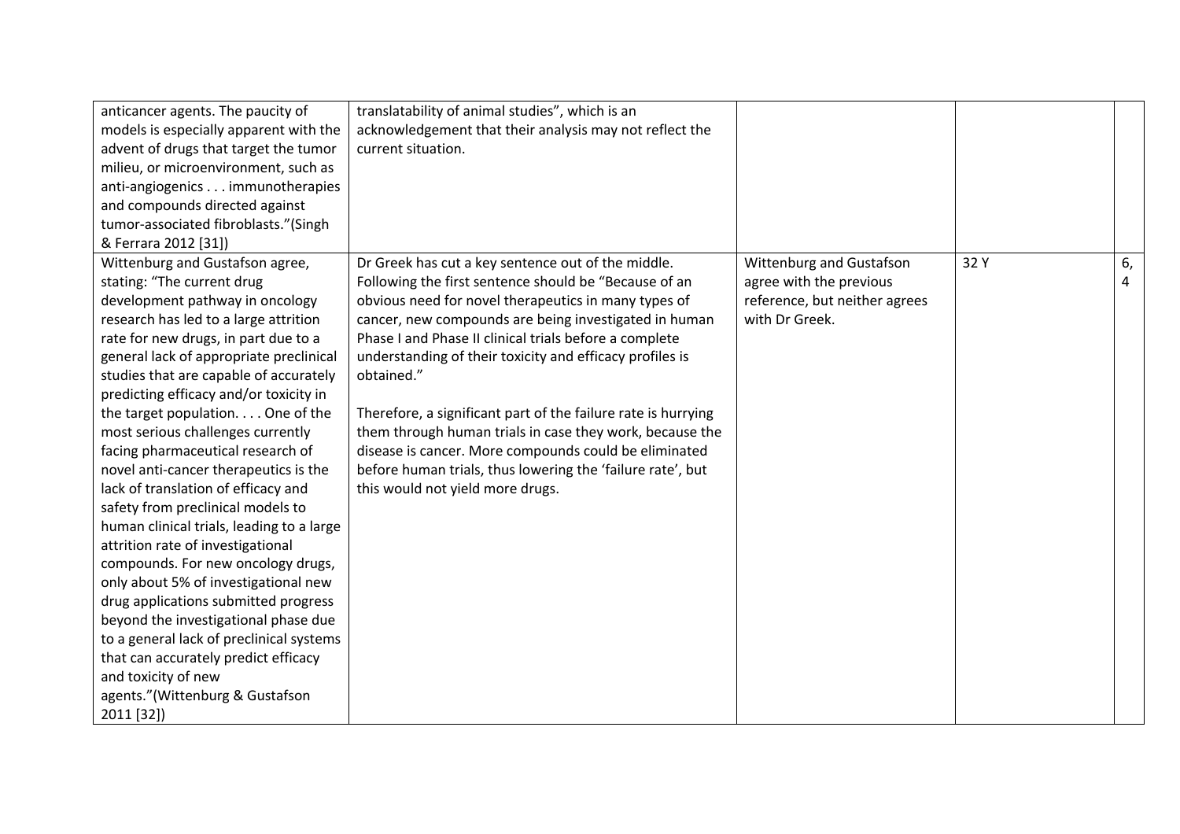| | | | | |
|---|---|---|---|---|
| anticancer agents. The paucity of models is especially apparent with the advent of drugs that target the tumor milieu, or microenvironment, such as anti-angiogenics . . . immunotherapies and compounds directed against tumor-associated fibroblasts."(Singh & Ferrara 2012 [31]) | translatability of animal studies", which is an acknowledgement that their analysis may not reflect the current situation. | | | |
| Wittenburg and Gustafson agree, stating: "The current drug development pathway in oncology research has led to a large attrition rate for new drugs, in part due to a general lack of appropriate preclinical studies that are capable of accurately predicting efficacy and/or toxicity in the target population. . . . One of the most serious challenges currently facing pharmaceutical research of novel anti-cancer therapeutics is the lack of translation of efficacy and safety from preclinical models to human clinical trials, leading to a large attrition rate of investigational compounds. For new oncology drugs, only about 5% of investigational new drug applications submitted progress beyond the investigational phase due to a general lack of preclinical systems that can accurately predict efficacy and toxicity of new agents."(Wittenburg & Gustafson 2011 [32]) | Dr Greek has cut a key sentence out of the middle. Following the first sentence should be "Because of an obvious need for novel therapeutics in many types of cancer, new compounds are being investigated in human Phase I and Phase II clinical trials before a complete understanding of their toxicity and efficacy profiles is obtained."<br><br>Therefore, a significant part of the failure rate is hurrying them through human trials in case they work, because the disease is cancer. More compounds could be eliminated before human trials, thus lowering the 'failure rate', but this would not yield more drugs. | Wittenburg and Gustafson agree with the previous reference, but neither agrees with Dr Greek. | 32 Y | 6, 4 |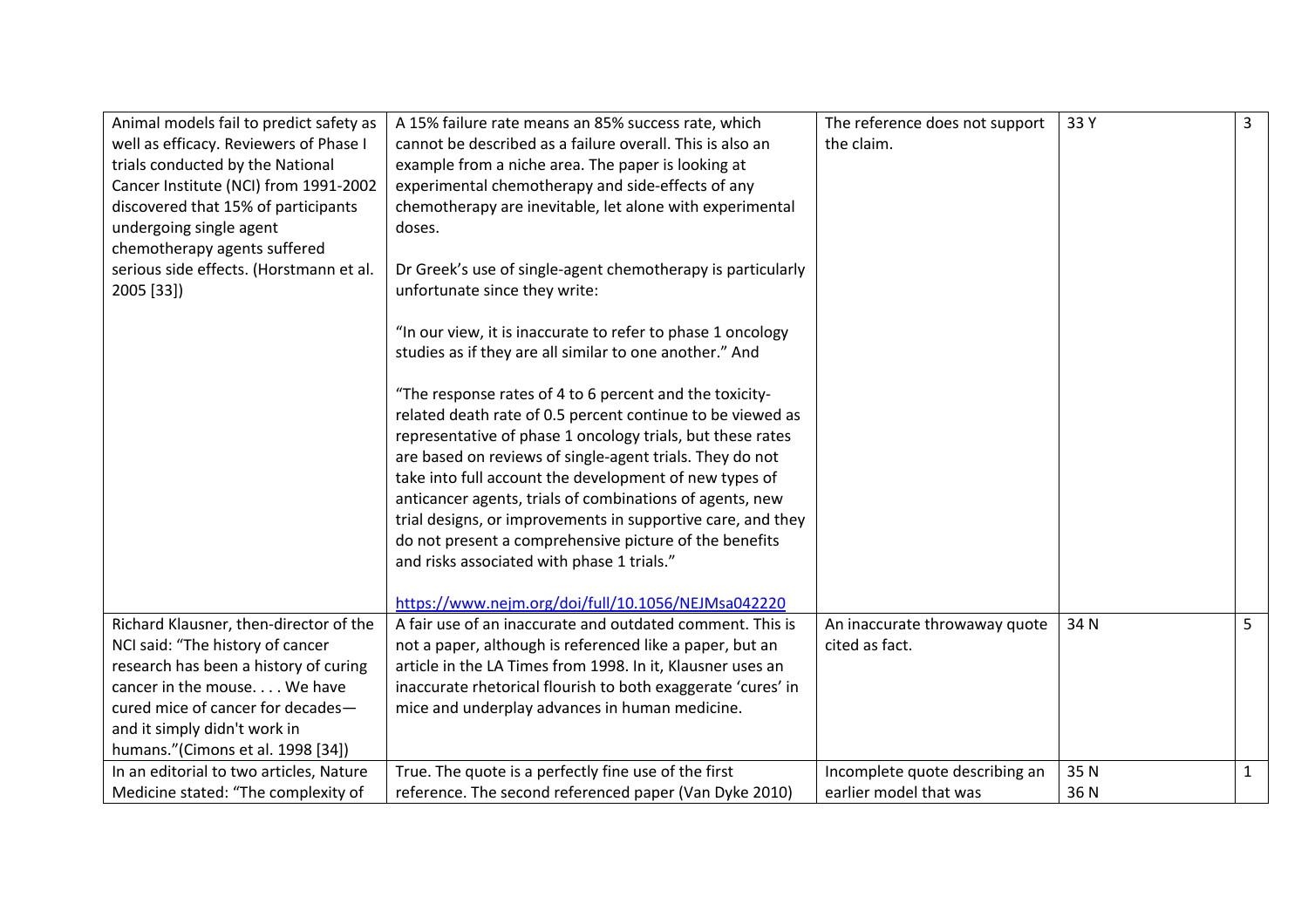| | | | | |
|---|---|---|---|---|
| Animal models fail to predict safety as well as efficacy. Reviewers of Phase I trials conducted by the National Cancer Institute (NCI) from 1991-2002 discovered that 15% of participants undergoing single agent chemotherapy agents suffered serious side effects. (Horstmann et al. 2005 [33]) | A 15% failure rate means an 85% success rate, which cannot be described as a failure overall. This is also an example from a niche area. The paper is looking at experimental chemotherapy and side-effects of any chemotherapy are inevitable, let alone with experimental doses.<br><br>Dr Greek's use of single-agent chemotherapy is particularly unfortunate since they write:<br><br>"In our view, it is inaccurate to refer to phase 1 oncology studies as if they are all similar to one another." And<br><br>"The response rates of 4 to 6 percent and the toxicity-related death rate of 0.5 percent continue to be viewed as representative of phase 1 oncology trials, but these rates are based on reviews of single-agent trials. They do not take into full account the development of new types of anticancer agents, trials of combinations of agents, new trial designs, or improvements in supportive care, and they do not present a comprehensive picture of the benefits and risks associated with phase 1 trials."<br><br>https://www.nejm.org/doi/full/10.1056/NEJMsa042220 | The reference does not support the claim. | 33 Y | 3 |
| Richard Klausner, then-director of the NCI said: "The history of cancer research has been a history of curing cancer in the mouse. . . . We have cured mice of cancer for decades—and it simply didn't work in humans."(Cimons et al. 1998 [34]) | A fair use of an inaccurate and outdated comment. This is not a paper, although is referenced like a paper, but an article in the LA Times from 1998. In it, Klausner uses an inaccurate rhetorical flourish to both exaggerate 'cures' in mice and underplay advances in human medicine. | An inaccurate throwaway quote cited as fact. | 34 N | 5 |
| In an editorial to two articles, Nature Medicine stated: "The complexity of | True. The quote is a perfectly fine use of the first reference. The second referenced paper (Van Dyke 2010) | Incomplete quote describing an earlier model that was | 35 N<br>36 N | 1 |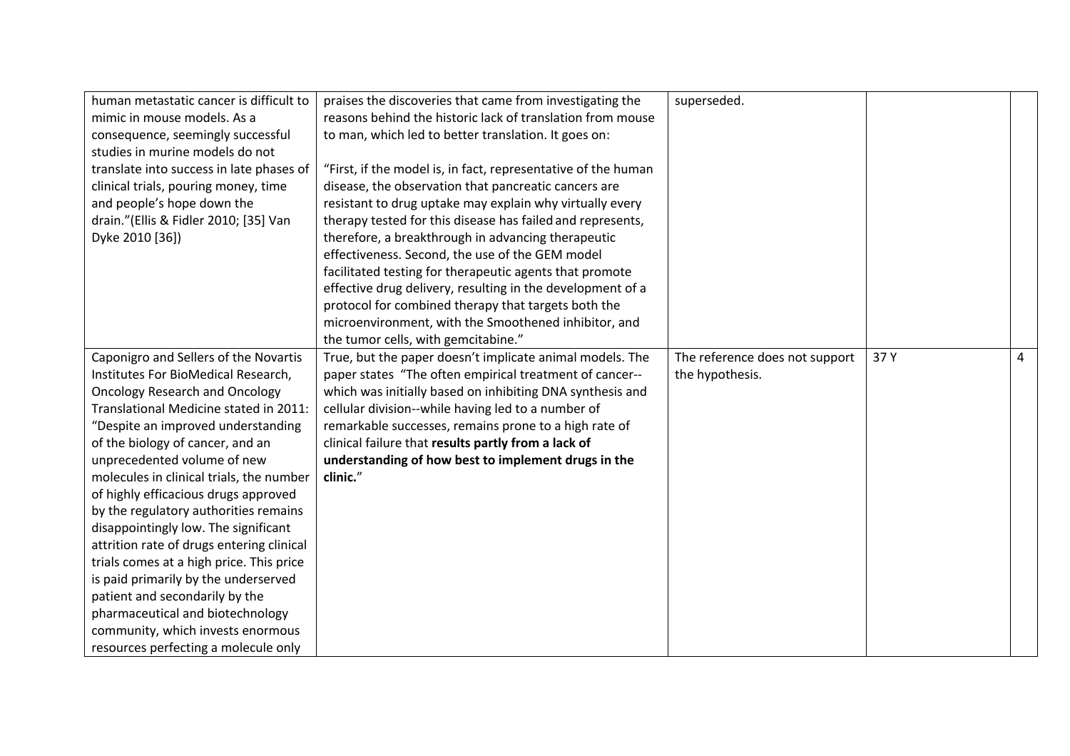| | | | | |
|---|---|---|---|---|
| human metastatic cancer is difficult to mimic in mouse models. As a consequence, seemingly successful studies in murine models do not translate into success in late phases of clinical trials, pouring money, time and people's hope down the drain."(Ellis & Fidler 2010; [35] Van Dyke 2010 [36]) | praises the discoveries that came from investigating the reasons behind the historic lack of translation from mouse to man, which led to better translation. It goes on:<br><br>"First, if the model is, in fact, representative of the human disease, the observation that pancreatic cancers are resistant to drug uptake may explain why virtually every therapy tested for this disease has failed and represents, therefore, a breakthrough in advancing therapeutic effectiveness. Second, the use of the GEM model facilitated testing for therapeutic agents that promote effective drug delivery, resulting in the development of a protocol for combined therapy that targets both the microenvironment, with the Smoothened inhibitor, and the tumor cells, with gemcitabine." | superseded. | | |
| Caponigro and Sellers of the Novartis Institutes For BioMedical Research, Oncology Research and Oncology Translational Medicine stated in 2011: "Despite an improved understanding of the biology of cancer, and an unprecedented volume of new molecules in clinical trials, the number of highly efficacious drugs approved by the regulatory authorities remains disappointingly low. The significant attrition rate of drugs entering clinical trials comes at a high price. This price is paid primarily by the underserved patient and secondarily by the pharmaceutical and biotechnology community, which invests enormous resources perfecting a molecule only | True, but the paper doesn't implicate animal models. The paper states "The often empirical treatment of cancer--which was initially based on inhibiting DNA synthesis and cellular division--while having led to a number of remarkable successes, remains prone to a high rate of clinical failure that **results partly from a lack of understanding of how best to implement drugs in the clinic.**" | The reference does not support the hypothesis. | 37 Y | 4 |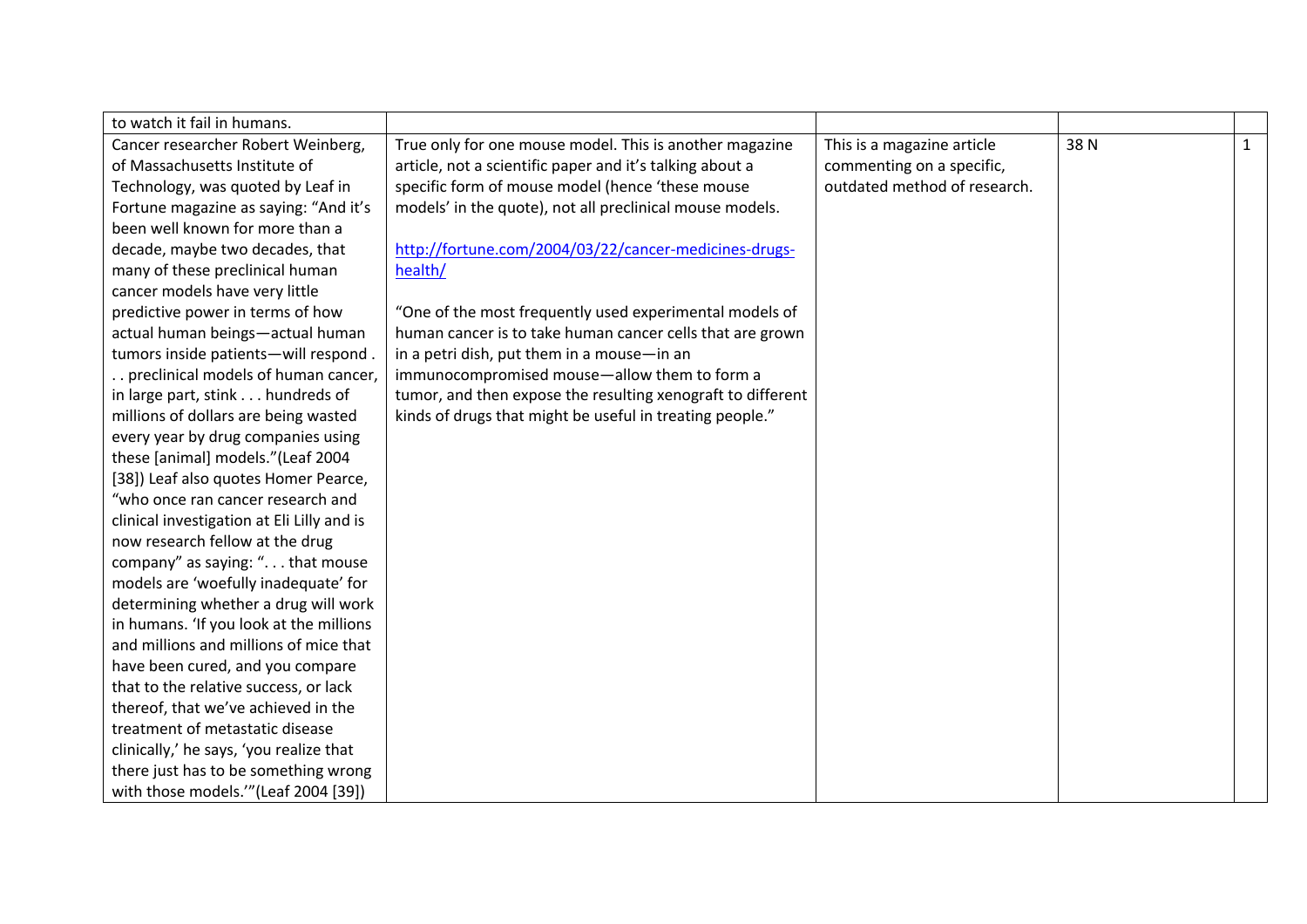| | | | | |
|---|---|---|---|---|
| to watch it fail in humans. | | | | |
| Cancer researcher Robert Weinberg, of Massachusetts Institute of Technology, was quoted by Leaf in Fortune magazine as saying: "And it's been well known for more than a decade, maybe two decades, that many of these preclinical human cancer models have very little predictive power in terms of how actual human beings—actual human tumors inside patients—will respond . . . preclinical models of human cancer, in large part, stink . . . hundreds of millions of dollars are being wasted every year by drug companies using these [animal] models."(Leaf 2004 [38]) Leaf also quotes Homer Pearce, "who once ran cancer research and clinical investigation at Eli Lilly and is now research fellow at the drug company" as saying: ". . . that mouse models are 'woefully inadequate' for determining whether a drug will work in humans. 'If you look at the millions and millions and millions of mice that have been cured, and you compare that to the relative success, or lack thereof, that we've achieved in the treatment of metastatic disease clinically,' he says, 'you realize that there just has to be something wrong with those models.'"(Leaf 2004 [39]) | True only for one mouse model. This is another magazine article, not a scientific paper and it's talking about a specific form of mouse model (hence 'these mouse models' in the quote), not all preclinical mouse models.<br><br>http://fortune.com/2004/03/22/cancer-medicines-drugs-health/<br><br>"One of the most frequently used experimental models of human cancer is to take human cancer cells that are grown in a petri dish, put them in a mouse—in an immunocompromised mouse—allow them to form a tumor, and then expose the resulting xenograft to different kinds of drugs that might be useful in treating people." | This is a magazine article commenting on a specific, outdated method of research. | 38 N | 1 |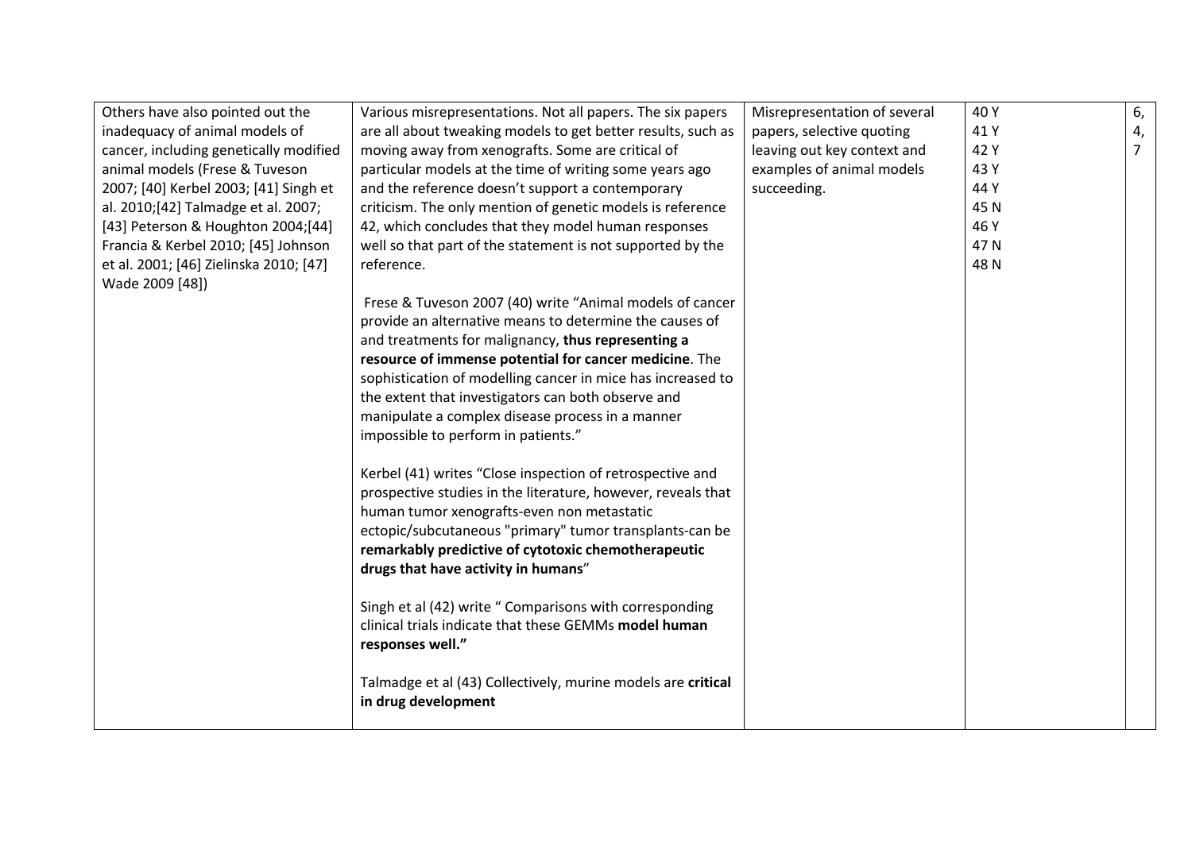| | | | | |
|---|---|---|---|---|
| Others have also pointed out the inadequacy of animal models of cancer, including genetically modified animal models (Frese & Tuveson 2007; [40] Kerbel 2003; [41] Singh et al. 2010;[42] Talmadge et al. 2007; [43] Peterson & Houghton 2004;[44] Francia & Kerbel 2010; [45] Johnson et al. 2001; [46] Zielinska 2010; [47] Wade 2009 [48]) | Various misrepresentations. Not all papers. The six papers are all about tweaking models to get better results, such as moving away from xenografts. Some are critical of particular models at the time of writing some years ago and the reference doesn't support a contemporary criticism. The only mention of genetic models is reference 42, which concludes that they model human responses well so that part of the statement is not supported by the reference.<br><br>Frese & Tuveson 2007 (40) write "Animal models of cancer provide an alternative means to determine the causes of and treatments for malignancy, **thus representing a resource of immense potential for cancer medicine**. The sophistication of modelling cancer in mice has increased to the extent that investigators can both observe and manipulate a complex disease process in a manner impossible to perform in patients."<br><br>Kerbel (41) writes "Close inspection of retrospective and prospective studies in the literature, however, reveals that human tumor xenografts-even non metastatic ectopic/subcutaneous "primary" tumor transplants-can be **remarkably predictive of cytotoxic chemotherapeutic drugs that have activity in humans**"<br><br>Singh et al (42) write " Comparisons with corresponding clinical trials indicate that these GEMMs **model human responses well."**<br><br>Talmadge et al (43) Collectively, murine models are **critical in drug development** | Misrepresentation of several papers, selective quoting leaving out key context and examples of animal models succeeding. | 40 Y<br>41 Y<br>42 Y<br>43 Y<br>44 Y<br>45 N<br>46 Y<br>47 N<br>48 N | 6,<br>4,<br>7 |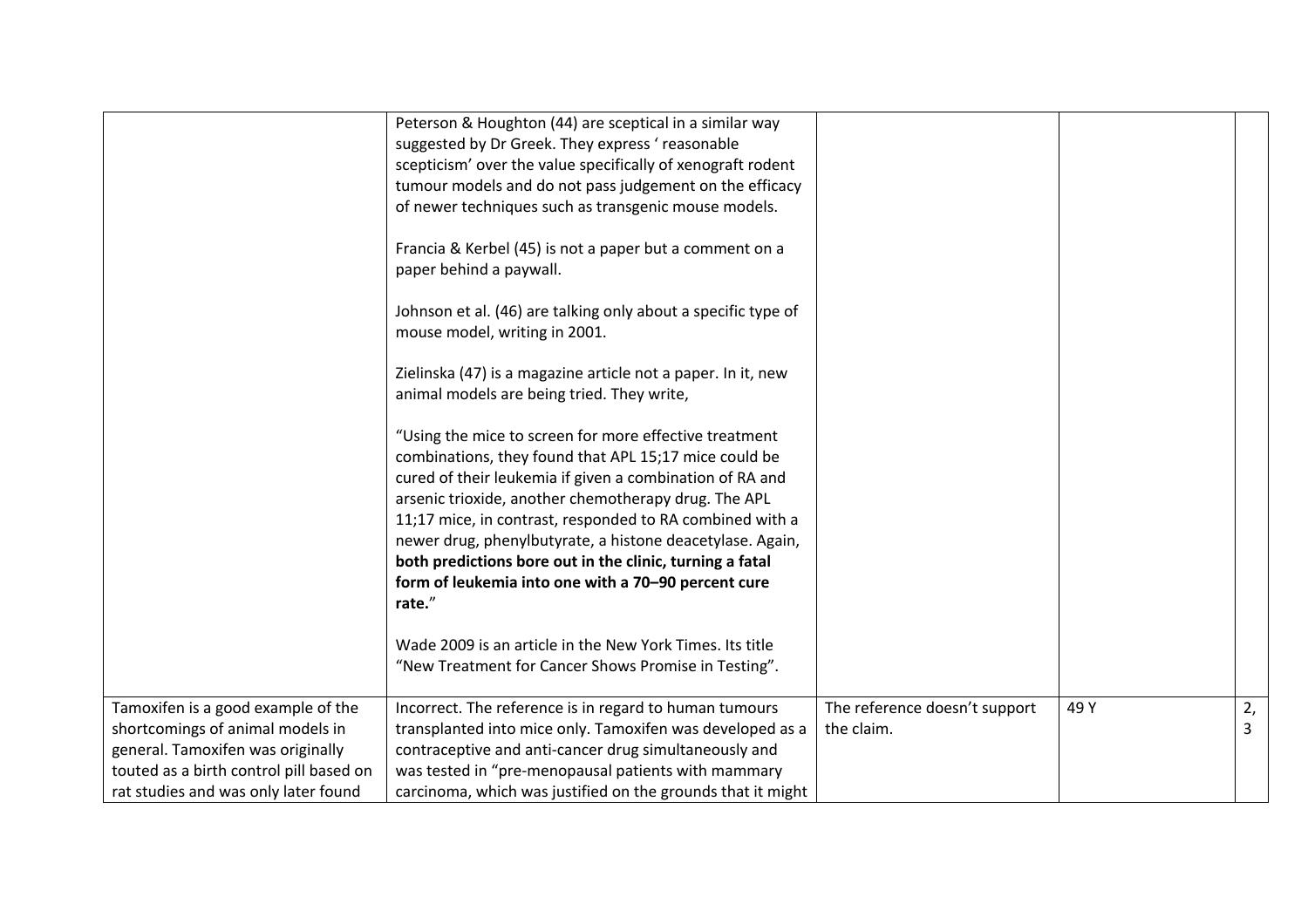| | | | | |
|---|---|---|---|---|
| | Peterson & Houghton (44) are sceptical in a similar way suggested by Dr Greek. They express ' reasonable scepticism' over the value specifically of xenograft rodent tumour models and do not pass judgement on the efficacy of newer techniques such as transgenic mouse models.<br><br>Francia & Kerbel (45) is not a paper but a comment on a paper behind a paywall.<br><br>Johnson et al. (46) are talking only about a specific type of mouse model, writing in 2001.<br><br>Zielinska (47) is a magazine article not a paper. In it, new animal models are being tried. They write,<br><br>"Using the mice to screen for more effective treatment combinations, they found that APL 15;17 mice could be cured of their leukemia if given a combination of RA and arsenic trioxide, another chemotherapy drug. The APL 11;17 mice, in contrast, responded to RA combined with a newer drug, phenylbutyrate, a histone deacetylase. Again, **both predictions bore out in the clinic, turning a fatal form of leukemia into one with a 70–90 percent cure rate.**"<br><br>Wade 2009 is an article in the New York Times. Its title "New Treatment for Cancer Shows Promise in Testing". | | | |
| Tamoxifen is a good example of the shortcomings of animal models in general. Tamoxifen was originally touted as a birth control pill based on rat studies and was only later found | Incorrect. The reference is in regard to human tumours transplanted into mice only. Tamoxifen was developed as a contraceptive and anti-cancer drug simultaneously and was tested in "pre-menopausal patients with mammary carcinoma, which was justified on the grounds that it might | The reference doesn't support the claim. | 49 Y | 2, 3 |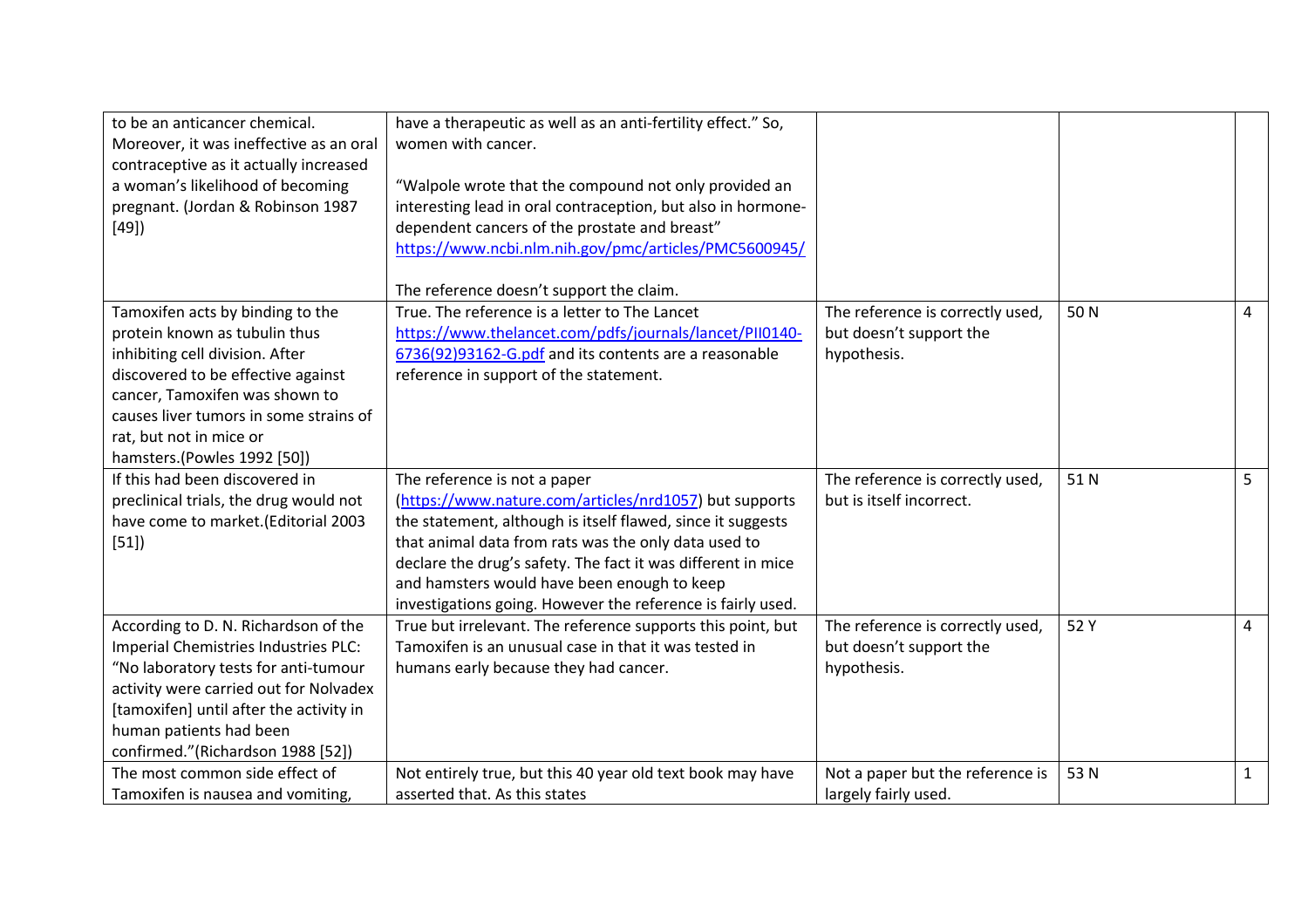| | | | | |
|---|---|---|---|---|
| to be an anticancer chemical. Moreover, it was ineffective as an oral contraceptive as it actually increased a woman's likelihood of becoming pregnant. (Jordan & Robinson 1987 [49]) | have a therapeutic as well as an anti-fertility effect." So, women with cancer.<br><br>"Walpole wrote that the compound not only provided an interesting lead in oral contraception, but also in hormone-dependent cancers of the prostate and breast" https://www.ncbi.nlm.nih.gov/pmc/articles/PMC5600945/<br><br>The reference doesn't support the claim. | | | |
| Tamoxifen acts by binding to the protein known as tubulin thus inhibiting cell division. After discovered to be effective against cancer, Tamoxifen was shown to causes liver tumors in some strains of rat, but not in mice or hamsters.(Powles 1992 [50]) | True. The reference is a letter to The Lancet https://www.thelancet.com/pdfs/journals/lancet/PII0140-6736(92)93162-G.pdf and its contents are a reasonable reference in support of the statement. | The reference is correctly used, but doesn't support the hypothesis. | 50 N | 4 |
| If this had been discovered in preclinical trials, the drug would not have come to market.(Editorial 2003 [51]) | The reference is not a paper (https://www.nature.com/articles/nrd1057) but supports the statement, although is itself flawed, since it suggests that animal data from rats was the only data used to declare the drug's safety. The fact it was different in mice and hamsters would have been enough to keep investigations going. However the reference is fairly used. | The reference is correctly used, but is itself incorrect. | 51 N | 5 |
| According to D. N. Richardson of the Imperial Chemistries Industries PLC: "No laboratory tests for anti-tumour activity were carried out for Nolvadex [tamoxifen] until after the activity in human patients had been confirmed."(Richardson 1988 [52]) | True but irrelevant. The reference supports this point, but Tamoxifen is an unusual case in that it was tested in humans early because they had cancer. | The reference is correctly used, but doesn't support the hypothesis. | 52 Y | 4 |
| The most common side effect of Tamoxifen is nausea and vomiting, | Not entirely true, but this 40 year old text book may have asserted that. As this states | Not a paper but the reference is largely fairly used. | 53 N | 1 |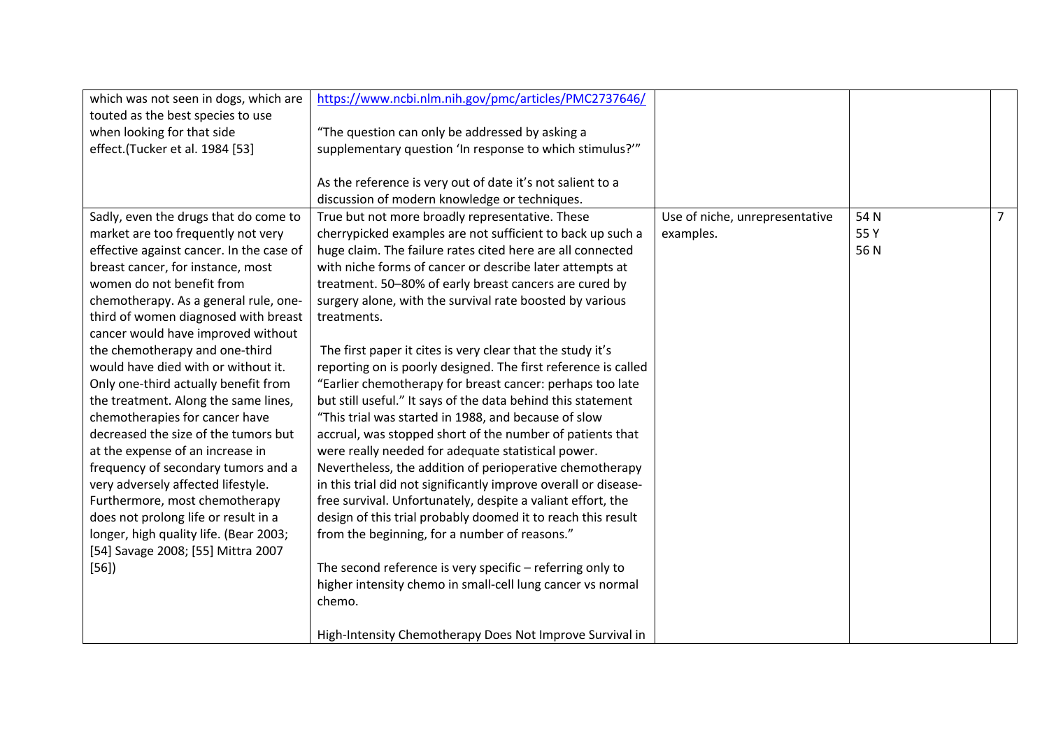| | | | | |
|---|---|---|---|---|
| which was not seen in dogs, which are touted as the best species to use when looking for that side effect.(Tucker et al. 1984 [53] | https://www.ncbi.nlm.nih.gov/pmc/articles/PMC2737646/<br><br>"The question can only be addressed by asking a supplementary question 'In response to which stimulus?'"<br><br>As the reference is very out of date it's not salient to a discussion of modern knowledge or techniques. | | | |
| Sadly, even the drugs that do come to market are too frequently not very effective against cancer. In the case of breast cancer, for instance, most women do not benefit from chemotherapy. As a general rule, one-third of women diagnosed with breast cancer would have improved without the chemotherapy and one-third would have died with or without it. Only one-third actually benefit from the treatment. Along the same lines, chemotherapies for cancer have decreased the size of the tumors but at the expense of an increase in frequency of secondary tumors and a very adversely affected lifestyle. Furthermore, most chemotherapy does not prolong life or result in a longer, high quality life. (Bear 2003; [54] Savage 2008; [55] Mittra 2007 [56]) | True but not more broadly representative. These cherrypicked examples are not sufficient to back up such a huge claim. The failure rates cited here are all connected with niche forms of cancer or describe later attempts at treatment. 50–80% of early breast cancers are cured by surgery alone, with the survival rate boosted by various treatments.<br><br>The first paper it cites is very clear that the study it's reporting on is poorly designed. The first reference is called "Earlier chemotherapy for breast cancer: perhaps too late but still useful." It says of the data behind this statement "This trial was started in 1988, and because of slow accrual, was stopped short of the number of patients that were really needed for adequate statistical power. Nevertheless, the addition of perioperative chemotherapy in this trial did not significantly improve overall or disease-free survival. Unfortunately, despite a valiant effort, the design of this trial probably doomed it to reach this result from the beginning, for a number of reasons."<br><br>The second reference is very specific – referring only to higher intensity chemo in small-cell lung cancer vs normal chemo.<br><br>High-Intensity Chemotherapy Does Not Improve Survival in | Use of niche, unrepresentative examples. | 54 N<br>55 Y<br>56 N | 7 |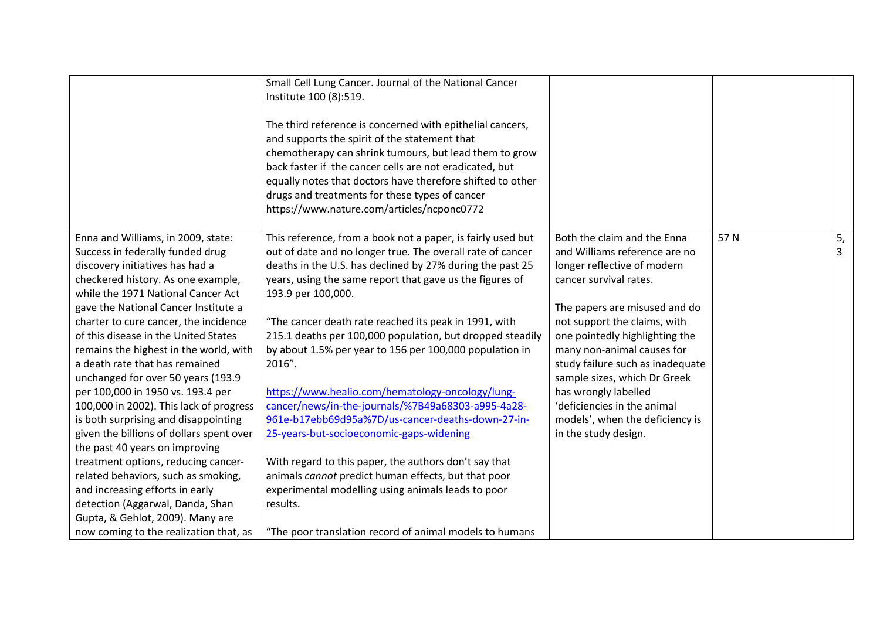| | | | | |
|---|---|---|---|---|
| | Small Cell Lung Cancer. Journal of the National Cancer Institute 100 (8):519.<br><br>The third reference is concerned with epithelial cancers, and supports the spirit of the statement that chemotherapy can shrink tumours, but lead them to grow back faster if the cancer cells are not eradicated, but equally notes that doctors have therefore shifted to other drugs and treatments for these types of cancer https://www.nature.com/articles/ncponc0772 | | | |
| Enna and Williams, in 2009, state: Success in federally funded drug discovery initiatives has had a checkered history. As one example, while the 1971 National Cancer Act gave the National Cancer Institute a charter to cure cancer, the incidence of this disease in the United States remains the highest in the world, with a death rate that has remained unchanged for over 50 years (193.9 per 100,000 in 1950 vs. 193.4 per 100,000 in 2002). This lack of progress is both surprising and disappointing given the billions of dollars spent over the past 40 years on improving treatment options, reducing cancer-related behaviors, such as smoking, and increasing efforts in early detection (Aggarwal, Danda, Shan Gupta, & Gehlot, 2009). Many are now coming to the realization that, as | This reference, from a book not a paper, is fairly used but out of date and no longer true. The overall rate of cancer deaths in the U.S. has declined by 27% during the past 25 years, using the same report that gave us the figures of 193.9 per 100,000.<br><br>"The cancer death rate reached its peak in 1991, with 215.1 deaths per 100,000 population, but dropped steadily by about 1.5% per year to 156 per 100,000 population in 2016".<br><br>https://www.healio.com/hematology-oncology/lung-cancer/news/in-the-journals/%7B49a68303-a995-4a28-961e-b17ebb69d95a%7D/us-cancer-deaths-down-27-in-25-years-but-socioeconomic-gaps-widening<br><br>With regard to this paper, the authors don't say that animals *cannot* predict human effects, but that poor experimental modelling using animals leads to poor results.<br><br>"The poor translation record of animal models to humans | Both the claim and the Enna and Williams reference are no longer reflective of modern cancer survival rates.<br><br>The papers are misused and do not support the claims, with one pointedly highlighting the many non-animal causes for study failure such as inadequate sample sizes, which Dr Greek has wrongly labelled 'deficiencies in the animal models', when the deficiency is in the study design. | 57 N | 5, 3 |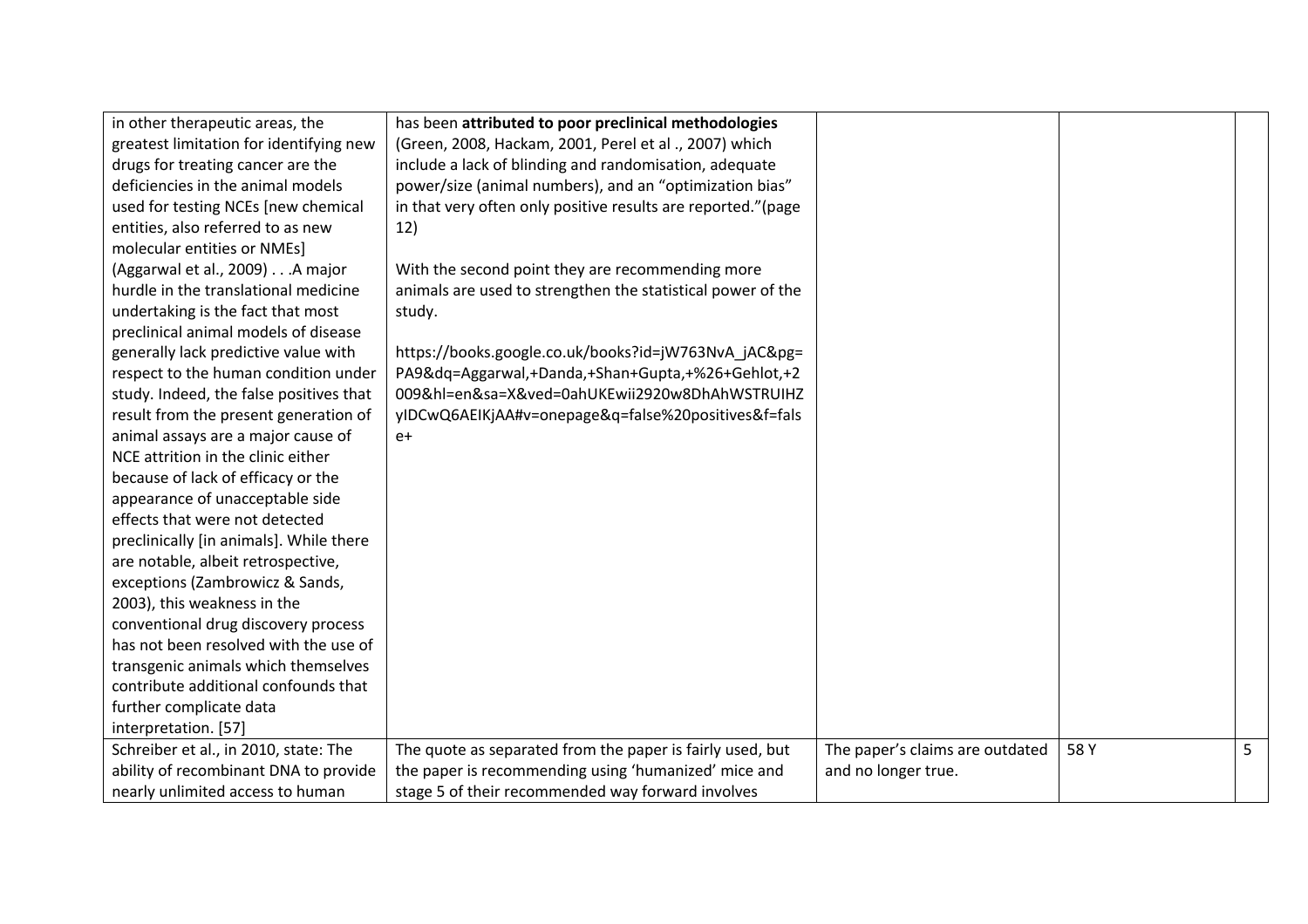| | | | | |
|---|---|---|---|---|
| in other therapeutic areas, the greatest limitation for identifying new drugs for treating cancer are the deficiencies in the animal models used for testing NCEs [new chemical entities, also referred to as new molecular entities or NMEs] (Aggarwal et al., 2009) . . .A major hurdle in the translational medicine undertaking is the fact that most preclinical animal models of disease generally lack predictive value with respect to the human condition under study. Indeed, the false positives that result from the present generation of animal assays are a major cause of NCE attrition in the clinic either because of lack of efficacy or the appearance of unacceptable side effects that were not detected preclinically [in animals]. While there are notable, albeit retrospective, exceptions (Zambrowicz & Sands, 2003), this weakness in the conventional drug discovery process has not been resolved with the use of transgenic animals which themselves contribute additional confounds that further complicate data interpretation. [57] | has been **attributed to poor preclinical methodologies** (Green, 2008, Hackam, 2001, Perel et al ., 2007) which include a lack of blinding and randomisation, adequate power/size (animal numbers), and an "optimization bias" in that very often only positive results are reported."(page 12)<br><br>With the second point they are recommending more animals are used to strengthen the statistical power of the study.<br><br>https://books.google.co.uk/books?id=jW763NvA_jAC&pg=PA9&dq=Aggarwal,+Danda,+Shan+Gupta,+%26+Gehlot,+2009&hl=en&sa=X&ved=0ahUKEwii2920w8DhAhWSTRUIHZyIDCwQ6AEIKjAA#v=onepage&q=false%20positives&f=false+ | | | |
| Schreiber et al., in 2010, state: The ability of recombinant DNA to provide nearly unlimited access to human | The quote as separated from the paper is fairly used, but the paper is recommending using 'humanized' mice and stage 5 of their recommended way forward involves | The paper's claims are outdated and no longer true. | 58 Y | 5 |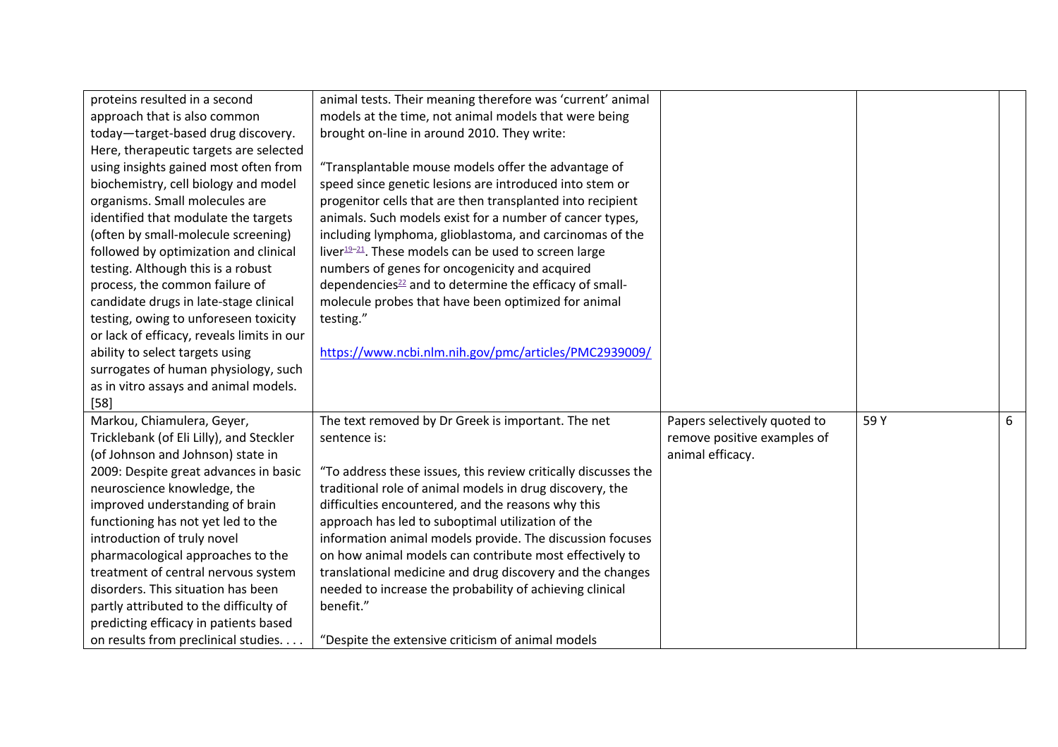| | | | | |
|---|---|---|---|---|
| proteins resulted in a second approach that is also common today—target-based drug discovery. Here, therapeutic targets are selected using insights gained most often from biochemistry, cell biology and model organisms. Small molecules are identified that modulate the targets (often by small-molecule screening) followed by optimization and clinical testing. Although this is a robust process, the common failure of candidate drugs in late-stage clinical testing, owing to unforeseen toxicity or lack of efficacy, reveals limits in our ability to select targets using surrogates of human physiology, such as in vitro assays and animal models. [58] | animal tests. Their meaning therefore was 'current' animal models at the time, not animal models that were being brought on-line in around 2010. They write:<br><br>"Transplantable mouse models offer the advantage of speed since genetic lesions are introduced into stem or progenitor cells that are then transplanted into recipient animals. Such models exist for a number of cancer types, including lymphoma, glioblastoma, and carcinomas of the liver[19–21]. These models can be used to screen large numbers of genes for oncogenicity and acquired dependencies[22] and to determine the efficacy of small-molecule probes that have been optimized for animal testing."<br><br>https://www.ncbi.nlm.nih.gov/pmc/articles/PMC2939009/ | | | |
| Markou, Chiamulera, Geyer, Tricklebank (of Eli Lilly), and Steckler (of Johnson and Johnson) state in 2009: Despite great advances in basic neuroscience knowledge, the improved understanding of brain functioning has not yet led to the introduction of truly novel pharmacological approaches to the treatment of central nervous system disorders. This situation has been partly attributed to the difficulty of predicting efficacy in patients based on results from preclinical studies. . . . | The text removed by Dr Greek is important. The net sentence is:<br><br>"To address these issues, this review critically discusses the traditional role of animal models in drug discovery, the difficulties encountered, and the reasons why this approach has led to suboptimal utilization of the information animal models provide. The discussion focuses on how animal models can contribute most effectively to translational medicine and drug discovery and the changes needed to increase the probability of achieving clinical benefit."<br><br>"Despite the extensive criticism of animal models | Papers selectively quoted to remove positive examples of animal efficacy. | 59 Y | 6 |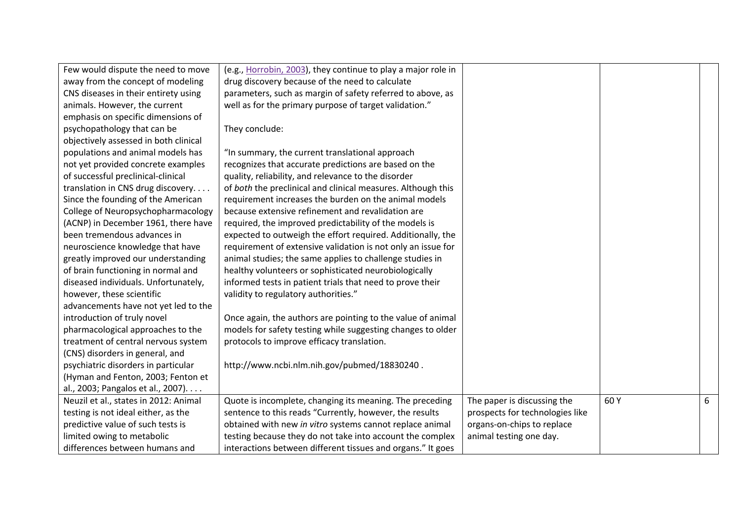| | | | | |
|---|---|---|---|---|
| Few would dispute the need to move away from the concept of modeling CNS diseases in their entirety using animals. However, the current emphasis on specific dimensions of psychopathology that can be objectively assessed in both clinical populations and animal models has not yet provided concrete examples of successful preclinical-clinical translation in CNS drug discovery. . . . Since the founding of the American College of Neuropsychopharmacology (ACNP) in December 1961, there have been tremendous advances in neuroscience knowledge that have greatly improved our understanding of brain functioning in normal and diseased individuals. Unfortunately, however, these scientific advancements have not yet led to the introduction of truly novel pharmacological approaches to the treatment of central nervous system (CNS) disorders in general, and psychiatric disorders in particular (Hyman and Fenton, 2003; Fenton et al., 2003; Pangalos et al., 2007). . . . | (e.g., Horrobin, 2003), they continue to play a major role in drug discovery because of the need to calculate parameters, such as margin of safety referred to above, as well as for the primary purpose of target validation."<br><br>They conclude:<br><br>"In summary, the current translational approach recognizes that accurate predictions are based on the quality, reliability, and relevance to the disorder of *both* the preclinical and clinical measures. Although this requirement increases the burden on the animal models because extensive refinement and revalidation are required, the improved predictability of the models is expected to outweigh the effort required. Additionally, the requirement of extensive validation is not only an issue for animal studies; the same applies to challenge studies in healthy volunteers or sophisticated neurobiologically informed tests in patient trials that need to prove their validity to regulatory authorities."<br><br>Once again, the authors are pointing to the value of animal models for safety testing while suggesting changes to older protocols to improve efficacy translation.<br><br>http://www.ncbi.nlm.nih.gov/pubmed/18830240 . | | | |
| Neuzil et al., states in 2012: Animal testing is not ideal either, as the predictive value of such tests is limited owing to metabolic differences between humans and | Quote is incomplete, changing its meaning. The preceding sentence to this reads "Currently, however, the results obtained with new *in vitro* systems cannot replace animal testing because they do not take into account the complex interactions between different tissues and organs." It goes | The paper is discussing the prospects for technologies like organs-on-chips to replace animal testing one day. | 60 Y | 6 |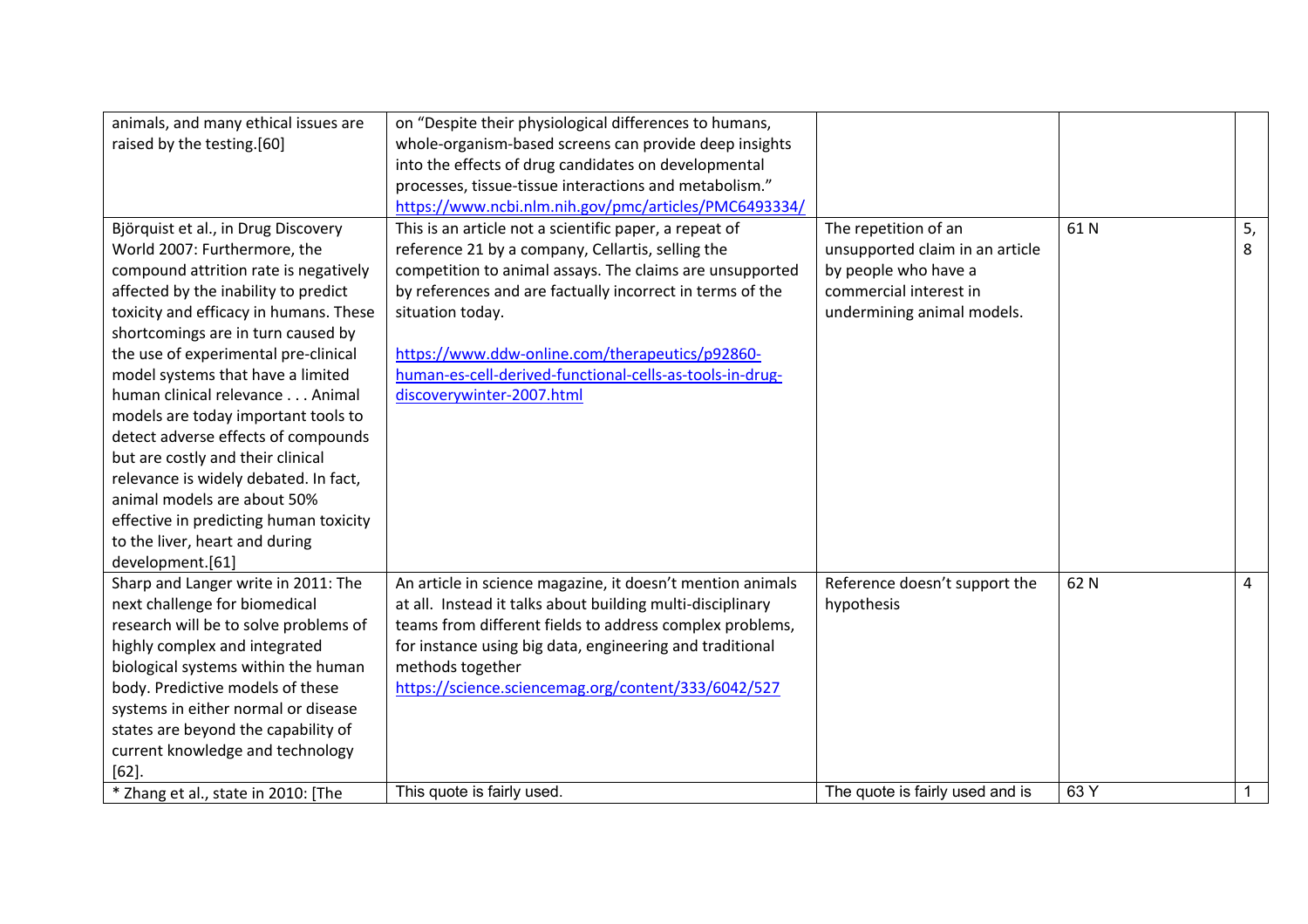| | | | | |
|---|---|---|---|---|
| animals, and many ethical issues are raised by the testing.[60] | on "Despite their physiological differences to humans, whole-organism-based screens can provide deep insights into the effects of drug candidates on developmental processes, tissue-tissue interactions and metabolism." https://www.ncbi.nlm.nih.gov/pmc/articles/PMC6493334/ | | | |
| Björquist et al., in Drug Discovery World 2007: Furthermore, the compound attrition rate is negatively affected by the inability to predict toxicity and efficacy in humans. These shortcomings are in turn caused by the use of experimental pre-clinical model systems that have a limited human clinical relevance . . . Animal models are today important tools to detect adverse effects of compounds but are costly and their clinical relevance is widely debated. In fact, animal models are about 50% effective in predicting human toxicity to the liver, heart and during development.[61] | This is an article not a scientific paper, a repeat of reference 21 by a company, Cellartis, selling the competition to animal assays. The claims are unsupported by references and are factually incorrect in terms of the situation today. https://www.ddw-online.com/therapeutics/p92860-human-es-cell-derived-functional-cells-as-tools-in-drug-discoverywinter-2007.html | The repetition of an unsupported claim in an article by people who have a commercial interest in undermining animal models. | 61 N | 5, 8 |
| Sharp and Langer write in 2011: The next challenge for biomedical research will be to solve problems of highly complex and integrated biological systems within the human body. Predictive models of these systems in either normal or disease states are beyond the capability of current knowledge and technology [62]. | An article in science magazine, it doesn't mention animals at all. Instead it talks about building multi-disciplinary teams from different fields to address complex problems, for instance using big data, engineering and traditional methods together https://science.sciencemag.org/content/333/6042/527 | Reference doesn't support the hypothesis | 62 N | 4 |
| * Zhang et al., state in 2010: [The | This quote is fairly used. | The quote is fairly used and is | 63 Y | 1 |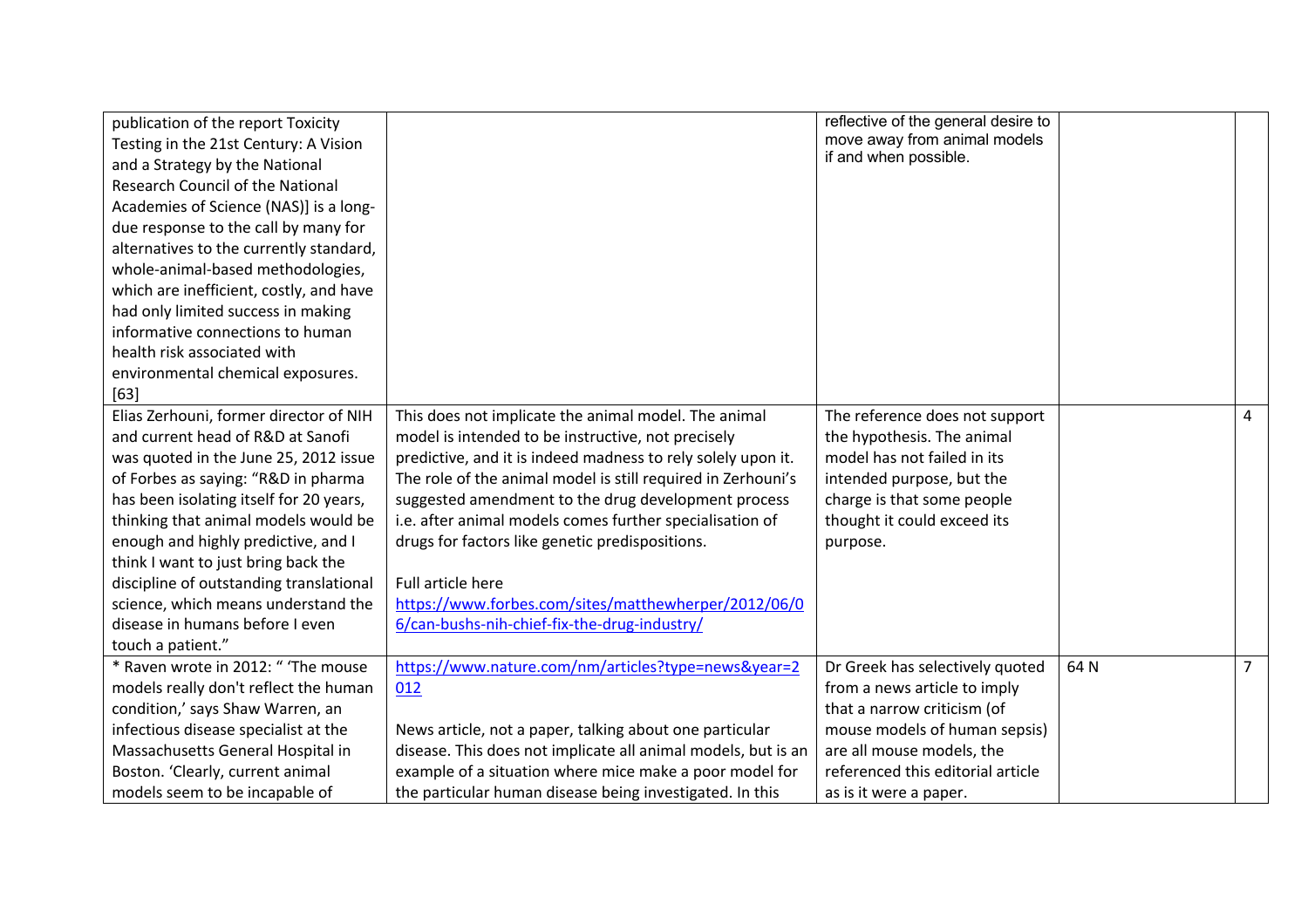| | | | | |
|---|---|---|---|---|
| publication of the report Toxicity Testing in the 21st Century: A Vision and a Strategy by the National Research Council of the National Academies of Science (NAS)] is a long-due response to the call by many for alternatives to the currently standard, whole-animal-based methodologies, which are inefficient, costly, and have had only limited success in making informative connections to human health risk associated with environmental chemical exposures. [63] | | reflective of the general desire to move away from animal models if and when possible. | | |
| Elias Zerhouni, former director of NIH and current head of R&D at Sanofi was quoted in the June 25, 2012 issue of Forbes as saying: "R&D in pharma has been isolating itself for 20 years, thinking that animal models would be enough and highly predictive, and I think I want to just bring back the discipline of outstanding translational science, which means understand the disease in humans before I even touch a patient." | This does not implicate the animal model. The animal model is intended to be instructive, not precisely predictive, and it is indeed madness to rely solely upon it. The role of the animal model is still required in Zerhouni's suggested amendment to the drug development process i.e. after animal models comes further specialisation of drugs for factors like genetic predispositions.<br><br>Full article here https://www.forbes.com/sites/matthewherper/2012/06/06/can-bushs-nih-chief-fix-the-drug-industry/ | The reference does not support the hypothesis. The animal model has not failed in its intended purpose, but the charge is that some people thought it could exceed its purpose. | | 4 |
| * Raven wrote in 2012: " 'The mouse models really don't reflect the human condition,' says Shaw Warren, an infectious disease specialist at the Massachusetts General Hospital in Boston. 'Clearly, current animal models seem to be incapable of | https://www.nature.com/nm/articles?type=news&year=2012<br><br>News article, not a paper, talking about one particular disease. This does not implicate all animal models, but is an example of a situation where mice make a poor model for the particular human disease being investigated. In this | Dr Greek has selectively quoted from a news article to imply that a narrow criticism (of mouse models of human sepsis) are all mouse models, the referenced this editorial article as is it were a paper. | 64 N | 7 |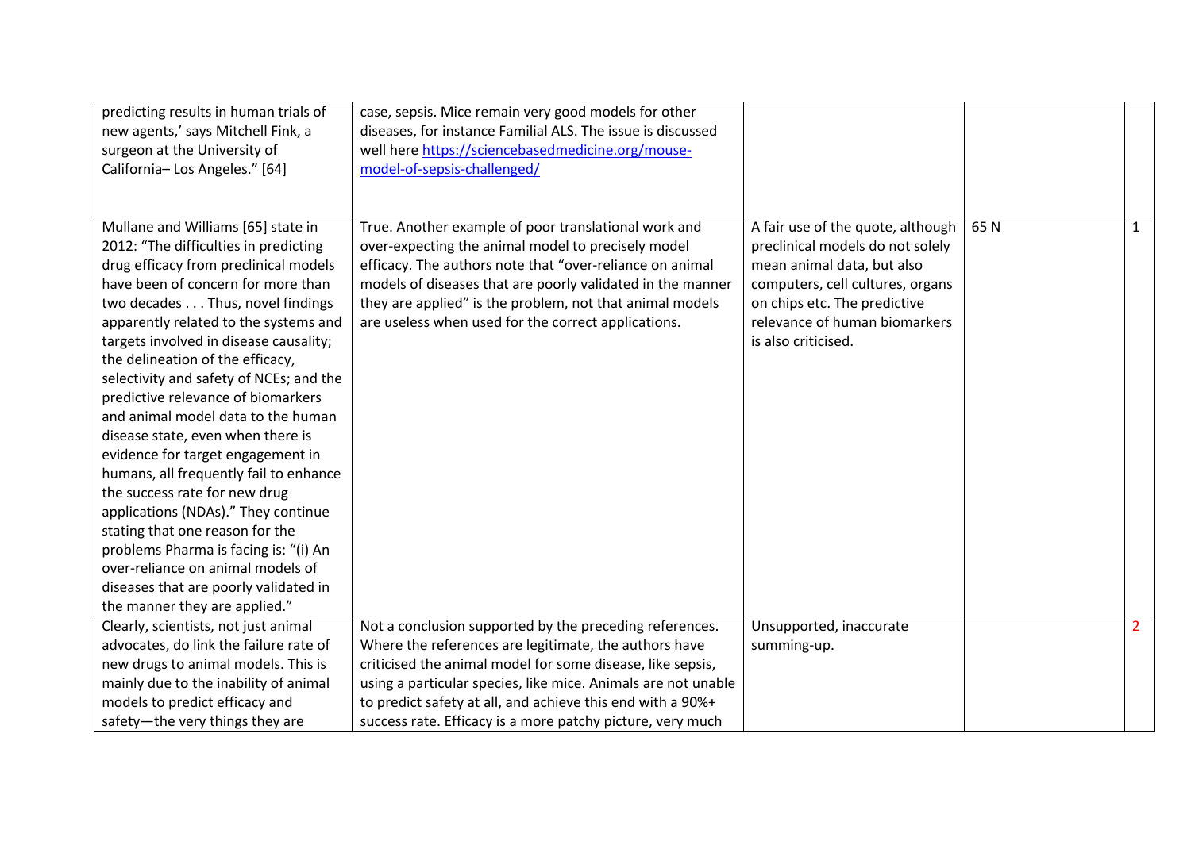| | | | | |
|---|---|---|---|---|
| predicting results in human trials of new agents,' says Mitchell Fink, a surgeon at the University of California– Los Angeles." [64] | case, sepsis. Mice remain very good models for other diseases, for instance Familial ALS. The issue is discussed well here https://sciencebasedmedicine.org/mouse-model-of-sepsis-challenged/ | | | |
| Mullane and Williams [65] state in 2012: "The difficulties in predicting drug efficacy from preclinical models have been of concern for more than two decades . . . Thus, novel findings apparently related to the systems and targets involved in disease causality; the delineation of the efficacy, selectivity and safety of NCEs; and the predictive relevance of biomarkers and animal model data to the human disease state, even when there is evidence for target engagement in humans, all frequently fail to enhance the success rate for new drug applications (NDAs)." They continue stating that one reason for the problems Pharma is facing is: "(i) An over-reliance on animal models of diseases that are poorly validated in the manner they are applied." | True. Another example of poor translational work and over-expecting the animal model to precisely model efficacy. The authors note that "over-reliance on animal models of diseases that are poorly validated in the manner they are applied" is the problem, not that animal models are useless when used for the correct applications. | A fair use of the quote, although preclinical models do not solely mean animal data, but also computers, cell cultures, organs on chips etc. The predictive relevance of human biomarkers is also criticised. | 65 N | 1 |
| Clearly, scientists, not just animal advocates, do link the failure rate of new drugs to animal models. This is mainly due to the inability of animal models to predict efficacy and safety—the very things they are | Not a conclusion supported by the preceding references. Where the references are legitimate, the authors have criticised the animal model for some disease, like sepsis, using a particular species, like mice. Animals are not unable to predict safety at all, and achieve this end with a 90%+ success rate. Efficacy is a more patchy picture, very much | Unsupported, inaccurate summing-up. | | 2 |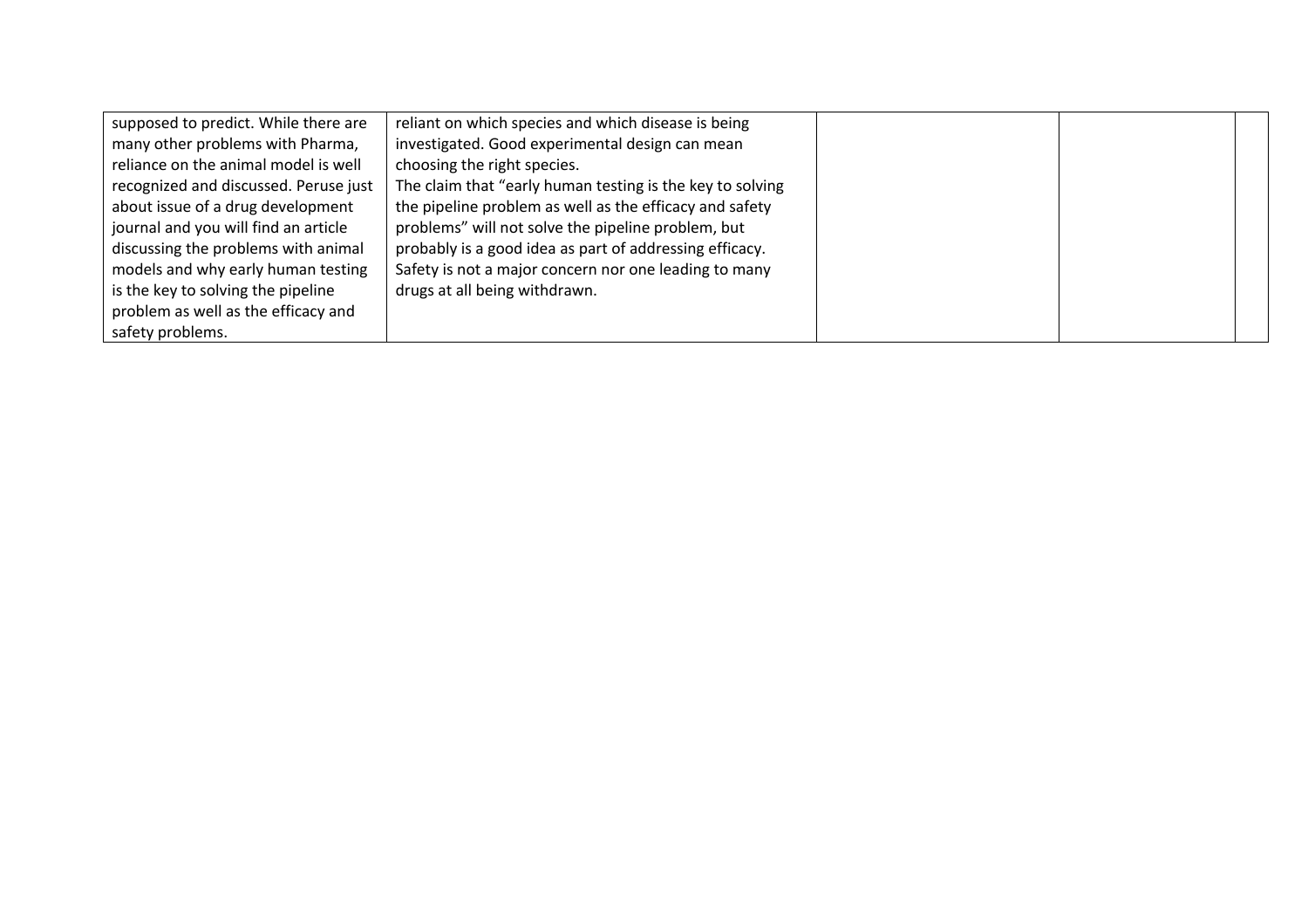| | | | | |
|---|---|---|---|---|
| supposed to predict. While there are many other problems with Pharma, reliance on the animal model is well recognized and discussed. Peruse just about issue of a drug development journal and you will find an article discussing the problems with animal models and why early human testing is the key to solving the pipeline problem as well as the efficacy and safety problems. | reliant on which species and which disease is being investigated. Good experimental design can mean choosing the right species.<br>The claim that "early human testing is the key to solving the pipeline problem as well as the efficacy and safety problems" will not solve the pipeline problem, but probably is a good idea as part of addressing efficacy. Safety is not a major concern nor one leading to many drugs at all being withdrawn. | | | |